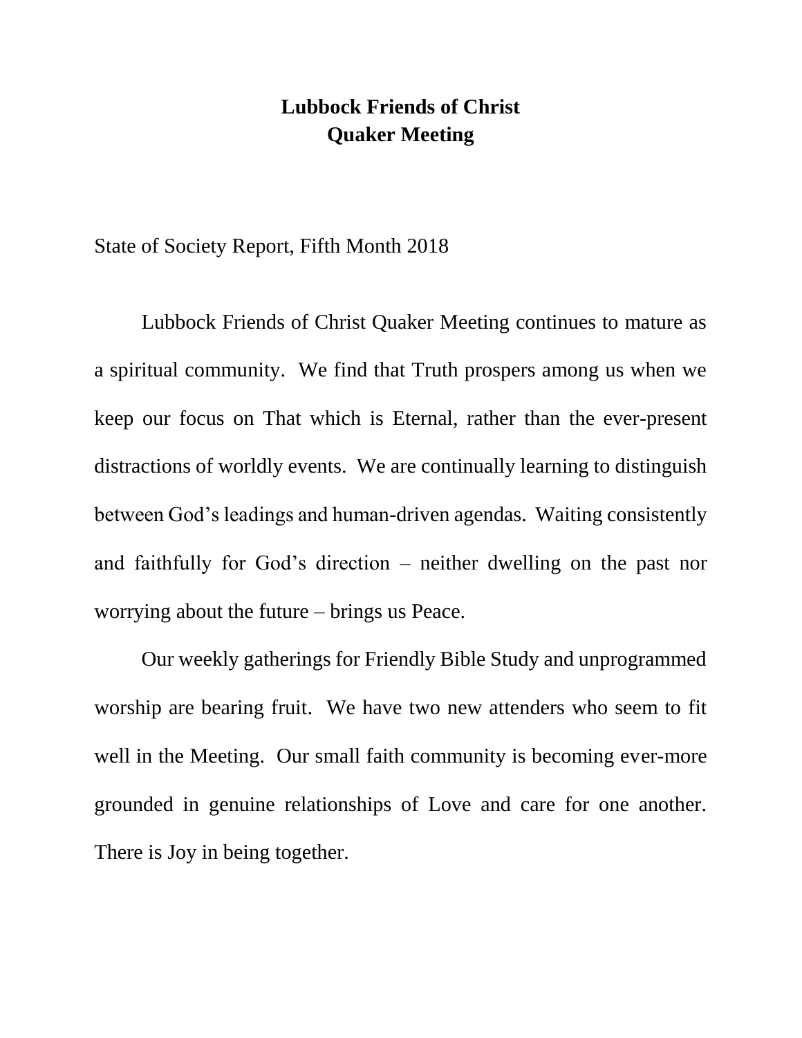# Lubbock Friends of Christ
# Quaker Meeting

State of Society Report, Fifth Month 2018

Lubbock Friends of Christ Quaker Meeting continues to mature as a spiritual community. We find that Truth prospers among us when we keep our focus on That which is Eternal, rather than the ever-present distractions of worldly events. We are continually learning to distinguish between God's leadings and human-driven agendas. Waiting consistently and faithfully for God's direction – neither dwelling on the past nor worrying about the future – brings us Peace.

Our weekly gatherings for Friendly Bible Study and unprogrammed worship are bearing fruit. We have two new attenders who seem to fit well in the Meeting. Our small faith community is becoming ever-more grounded in genuine relationships of Love and care for one another. There is Joy in being together.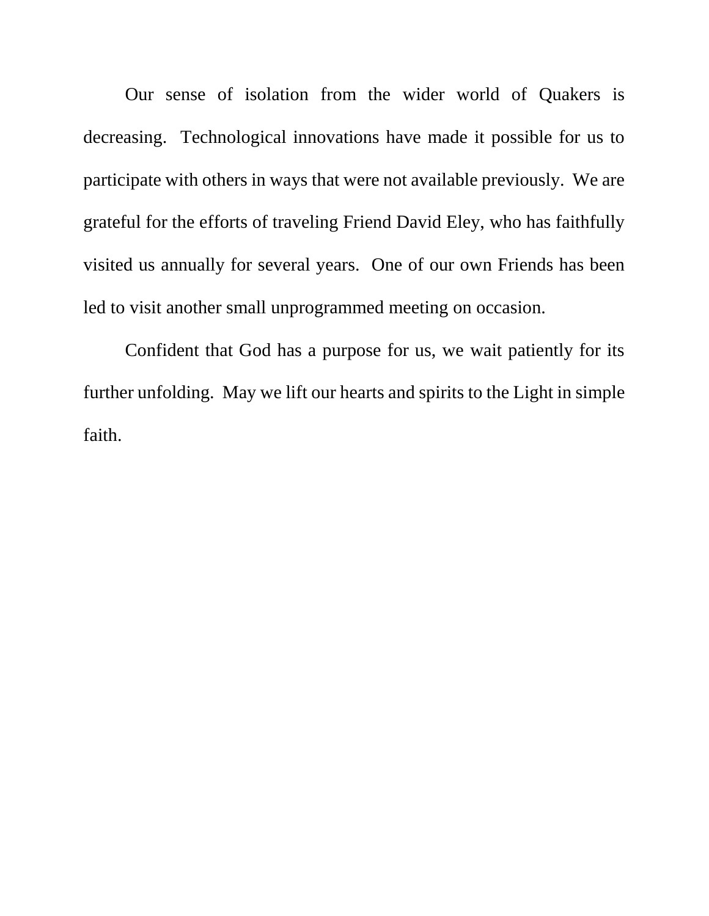Our sense of isolation from the wider world of Quakers is decreasing. Technological innovations have made it possible for us to participate with others in ways that were not available previously. We are grateful for the efforts of traveling Friend David Eley, who has faithfully visited us annually for several years. One of our own Friends has been led to visit another small unprogrammed meeting on occasion.

Confident that God has a purpose for us, we wait patiently for its further unfolding. May we lift our hearts and spirits to the Light in simple faith.